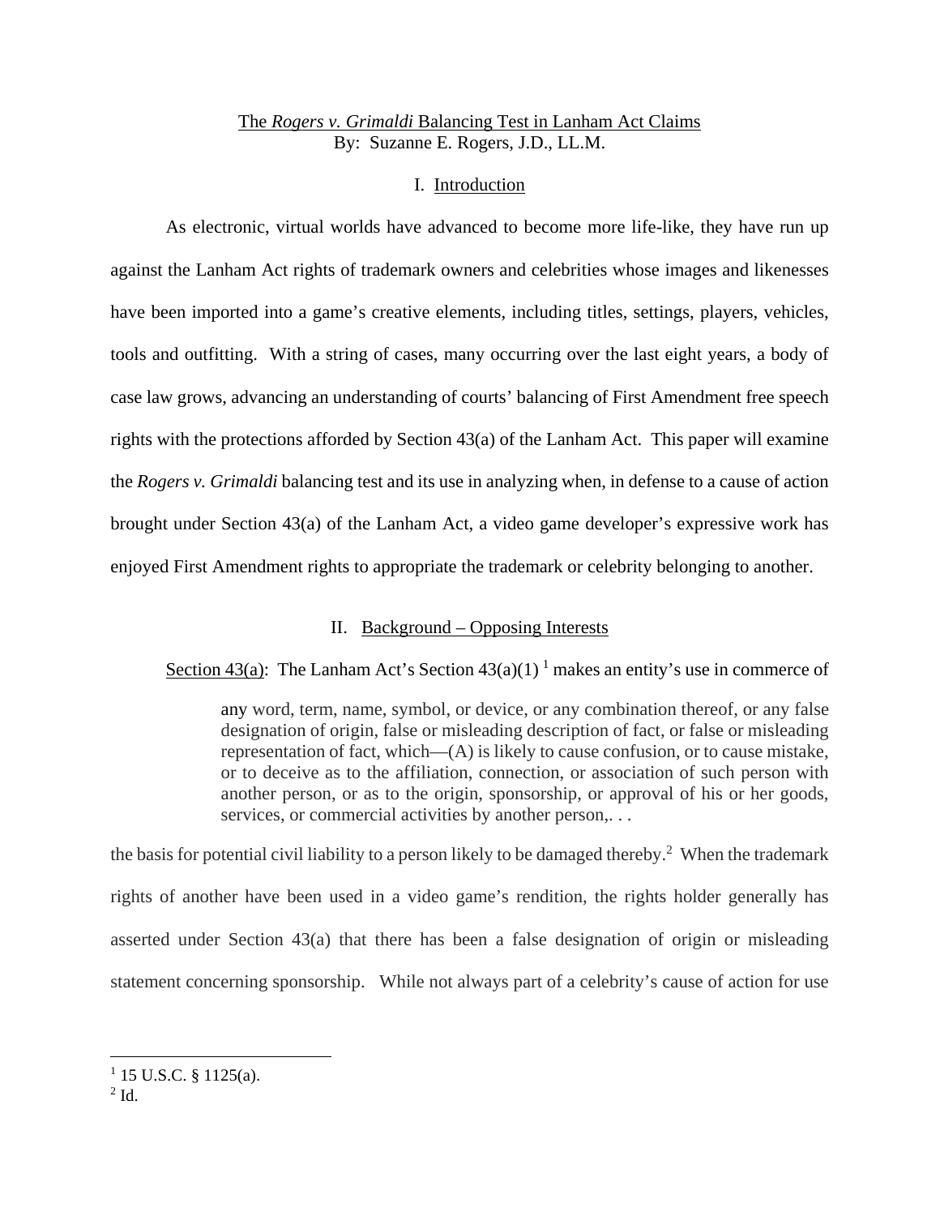# The *Rogers v. Grimaldi* Balancing Test in Lanham Act Claims

By: Suzanne E. Rogers, J.D., LL.M.

## I. Introduction

As electronic, virtual worlds have advanced to become more life-like, they have run up against the Lanham Act rights of trademark owners and celebrities whose images and likenesses have been imported into a game's creative elements, including titles, settings, players, vehicles, tools and outfitting. With a string of cases, many occurring over the last eight years, a body of case law grows, advancing an understanding of courts' balancing of First Amendment free speech rights with the protections afforded by Section 43(a) of the Lanham Act. This paper will examine the *Rogers v. Grimaldi* balancing test and its use in analyzing when, in defense to a cause of action brought under Section 43(a) of the Lanham Act, a video game developer's expressive work has enjoyed First Amendment rights to appropriate the trademark or celebrity belonging to another.

## II. Background – Opposing Interests

Section 43(a): The Lanham Act's Section 43(a)(1) [1] makes an entity's use in commerce of

> any word, term, name, symbol, or device, or any combination thereof, or any false designation of origin, false or misleading description of fact, or false or misleading representation of fact, which—(A) is likely to cause confusion, or to cause mistake, or to deceive as to the affiliation, connection, or association of such person with another person, or as to the origin, sponsorship, or approval of his or her goods, services, or commercial activities by another person,. . .

the basis for potential civil liability to a person likely to be damaged thereby.[2] When the trademark rights of another have been used in a video game's rendition, the rights holder generally has asserted under Section 43(a) that there has been a false designation of origin or misleading statement concerning sponsorship. While not always part of a celebrity's cause of action for use

---

[1] 15 U.S.C. § 1125(a).

[2] Id.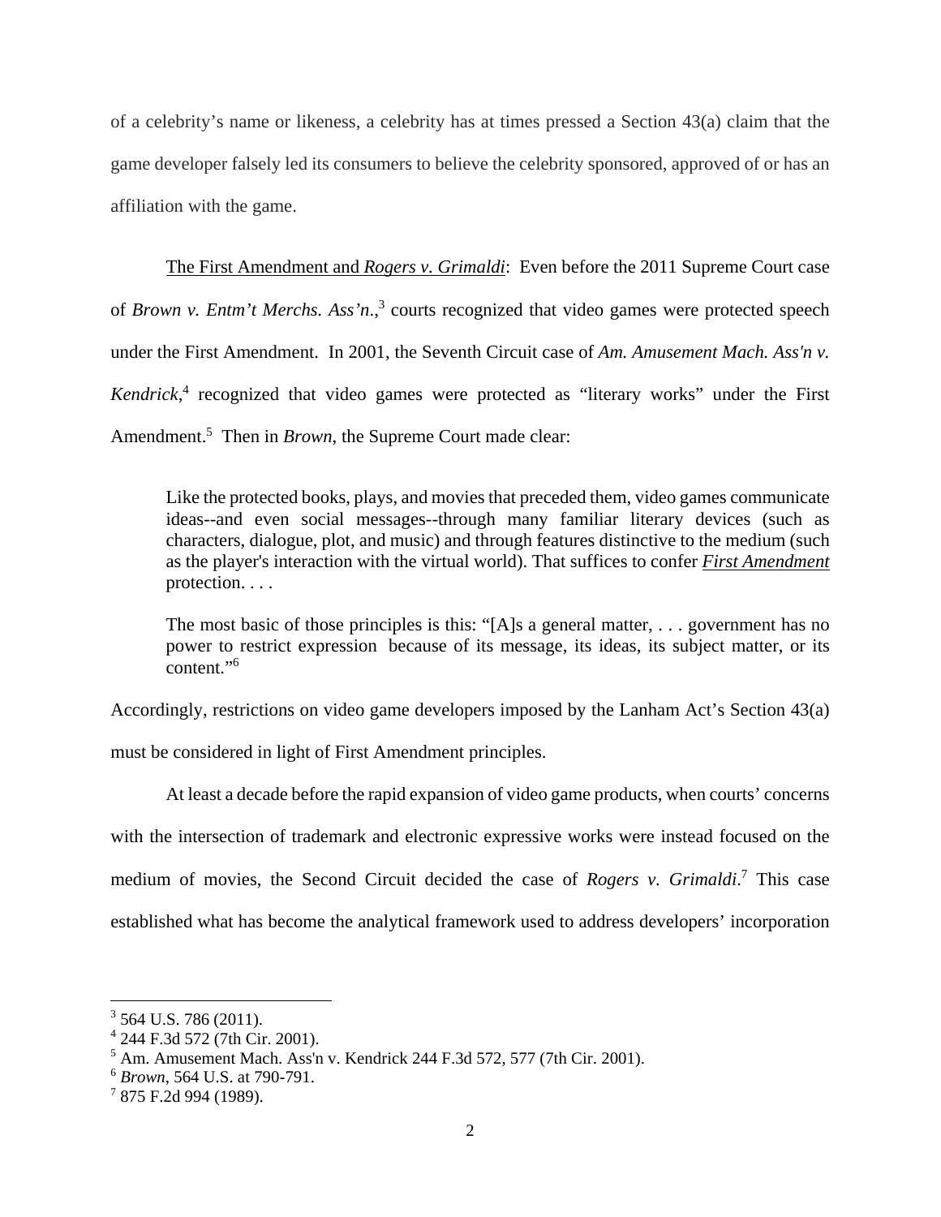of a celebrity's name or likeness, a celebrity has at times pressed a Section 43(a) claim that the game developer falsely led its consumers to believe the celebrity sponsored, approved of or has an affiliation with the game.

The First Amendment and *Rogers v. Grimaldi*: Even before the 2011 Supreme Court case of *Brown v. Entm't Merchs. Ass'n*.,[3] courts recognized that video games were protected speech under the First Amendment. In 2001, the Seventh Circuit case of *Am. Amusement Mach. Ass'n v. Kendrick*,[4] recognized that video games were protected as "literary works" under the First Amendment.[5] Then in *Brown*, the Supreme Court made clear:

> Like the protected books, plays, and movies that preceded them, video games communicate ideas--and even social messages--through many familiar literary devices (such as characters, dialogue, plot, and music) and through features distinctive to the medium (such as the player's interaction with the virtual world). That suffices to confer *First Amendment* protection. . . .
>
> The most basic of those principles is this: "[A]s a general matter, . . . government has no power to restrict expression because of its message, its ideas, its subject matter, or its content."[6]

Accordingly, restrictions on video game developers imposed by the Lanham Act's Section 43(a) must be considered in light of First Amendment principles.

At least a decade before the rapid expansion of video game products, when courts' concerns with the intersection of trademark and electronic expressive works were instead focused on the medium of movies, the Second Circuit decided the case of *Rogers v. Grimaldi*.[7] This case established what has become the analytical framework used to address developers' incorporation

---

[3] 564 U.S. 786 (2011).
[4] 244 F.3d 572 (7th Cir. 2001).
[5] Am. Amusement Mach. Ass'n v. Kendrick 244 F.3d 572, 577 (7th Cir. 2001).
[6] *Brown*, 564 U.S. at 790-791.
[7] 875 F.2d 994 (1989).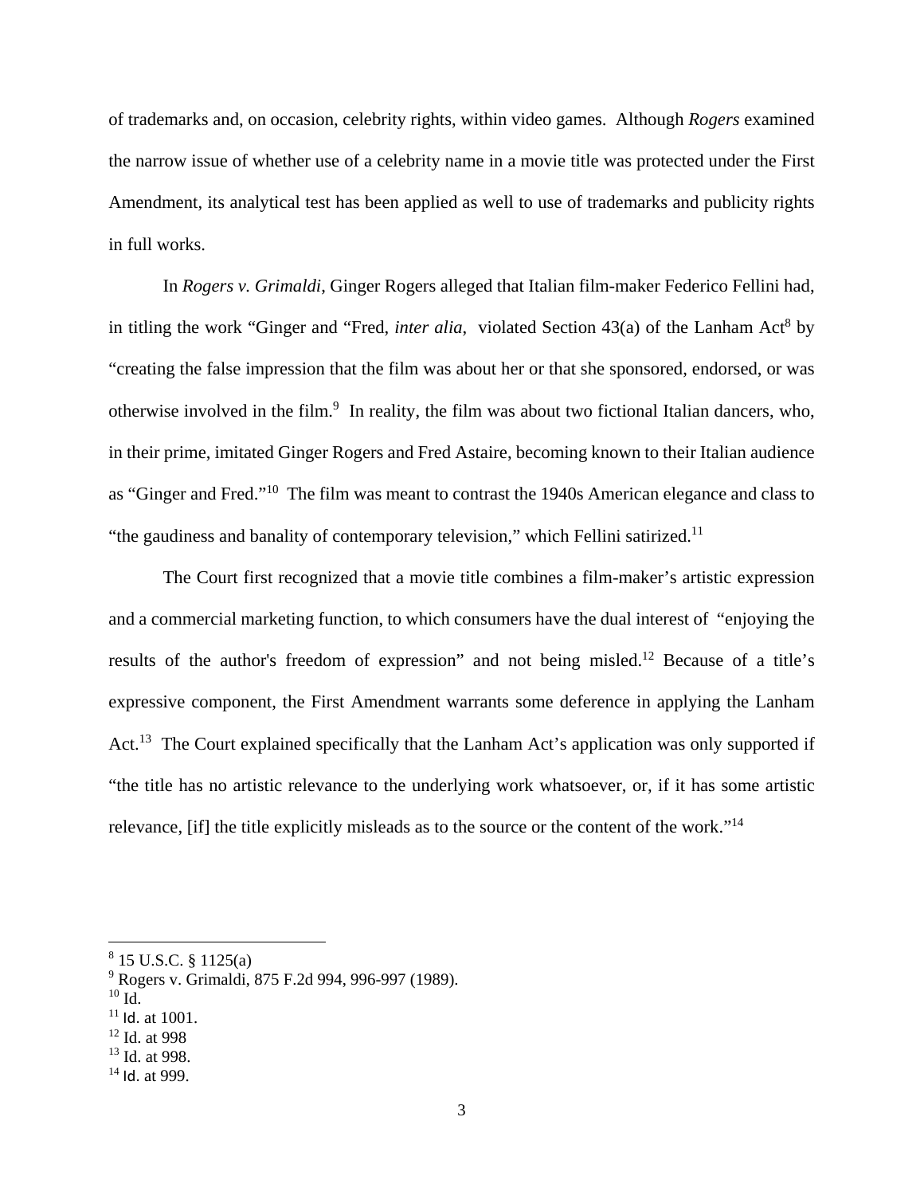of trademarks and, on occasion, celebrity rights, within video games. Although *Rogers* examined the narrow issue of whether use of a celebrity name in a movie title was protected under the First Amendment, its analytical test has been applied as well to use of trademarks and publicity rights in full works.

In *Rogers v. Grimaldi*, Ginger Rogers alleged that Italian film-maker Federico Fellini had, in titling the work "Ginger and "Fred, *inter alia*, violated Section 43(a) of the Lanham Act[8] by "creating the false impression that the film was about her or that she sponsored, endorsed, or was otherwise involved in the film.[9] In reality, the film was about two fictional Italian dancers, who, in their prime, imitated Ginger Rogers and Fred Astaire, becoming known to their Italian audience as "Ginger and Fred."[10] The film was meant to contrast the 1940s American elegance and class to "the gaudiness and banality of contemporary television," which Fellini satirized.[11]

The Court first recognized that a movie title combines a film-maker's artistic expression and a commercial marketing function, to which consumers have the dual interest of "enjoying the results of the author's freedom of expression" and not being misled.[12] Because of a title's expressive component, the First Amendment warrants some deference in applying the Lanham Act.[13] The Court explained specifically that the Lanham Act's application was only supported if "the title has no artistic relevance to the underlying work whatsoever, or, if it has some artistic relevance, [if] the title explicitly misleads as to the source or the content of the work."[14]

---

[8] 15 U.S.C. § 1125(a)
[9] Rogers v. Grimaldi, 875 F.2d 994, 996-997 (1989).
[10] Id.
[11] Id. at 1001.
[12] Id. at 998
[13] Id. at 998.
[14] Id. at 999.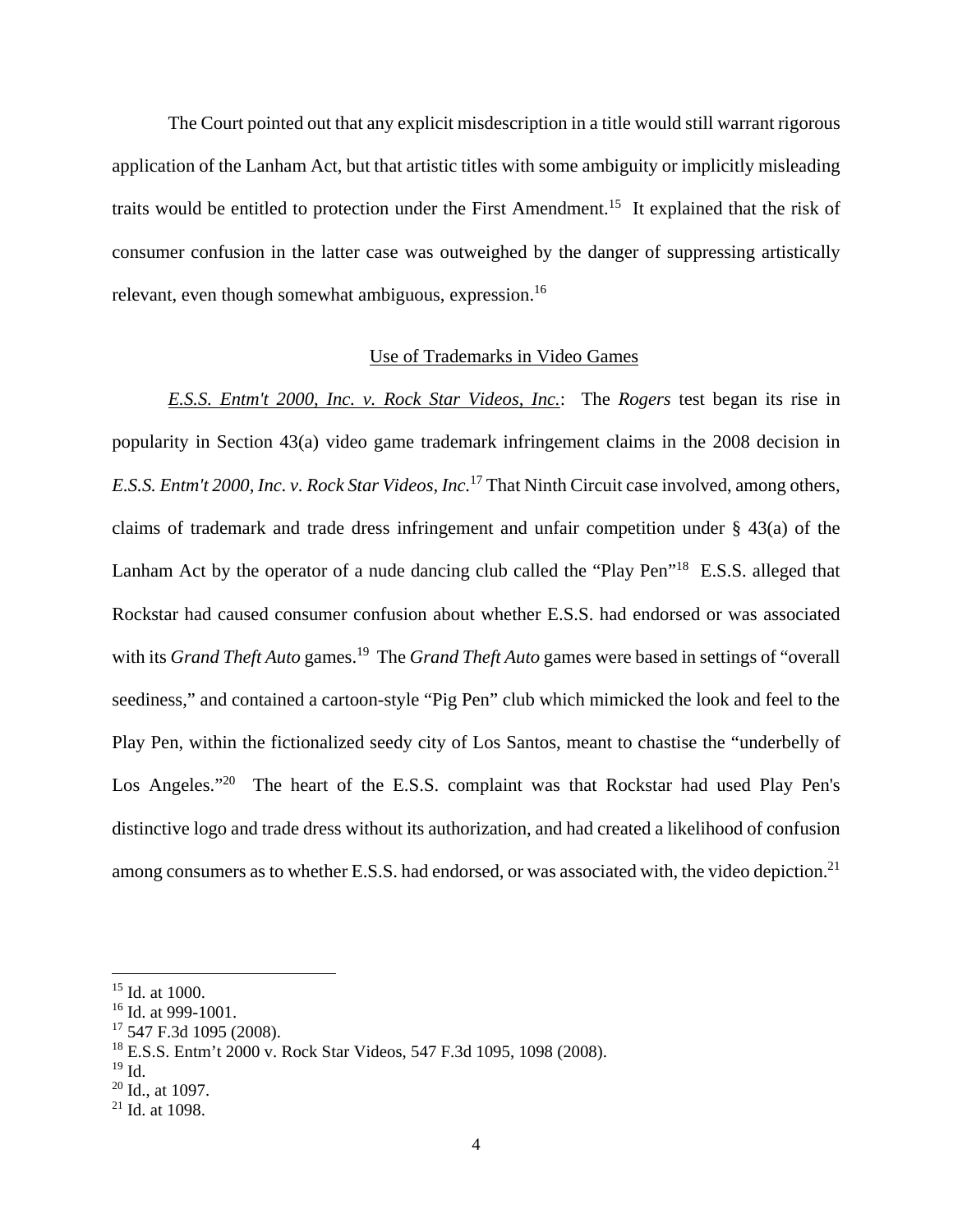The Court pointed out that any explicit misdescription in a title would still warrant rigorous application of the Lanham Act, but that artistic titles with some ambiguity or implicitly misleading traits would be entitled to protection under the First Amendment.[15] It explained that the risk of consumer confusion in the latter case was outweighed by the danger of suppressing artistically relevant, even though somewhat ambiguous, expression.[16]

<u>Use of Trademarks in Video Games</u>

*<u>E.S.S. Entm't 2000, Inc. v. Rock Star Videos, Inc.</u>*: The *Rogers* test began its rise in popularity in Section 43(a) video game trademark infringement claims in the 2008 decision in *E.S.S. Entm't 2000, Inc. v. Rock Star Videos, Inc.*[17] That Ninth Circuit case involved, among others, claims of trademark and trade dress infringement and unfair competition under § 43(a) of the Lanham Act by the operator of a nude dancing club called the "Play Pen"[18] E.S.S. alleged that Rockstar had caused consumer confusion about whether E.S.S. had endorsed or was associated with its *Grand Theft Auto* games.[19] The *Grand Theft Auto* games were based in settings of "overall seediness," and contained a cartoon-style "Pig Pen" club which mimicked the look and feel to the Play Pen, within the fictionalized seedy city of Los Santos, meant to chastise the "underbelly of Los Angeles."[20] The heart of the E.S.S. complaint was that Rockstar had used Play Pen's distinctive logo and trade dress without its authorization, and had created a likelihood of confusion among consumers as to whether E.S.S. had endorsed, or was associated with, the video depiction.[21]

---

[15] Id. at 1000.
[16] Id. at 999-1001.
[17] 547 F.3d 1095 (2008).
[18] E.S.S. Entm't 2000 v. Rock Star Videos, 547 F.3d 1095, 1098 (2008).
[19] Id.
[20] Id., at 1097.
[21] Id. at 1098.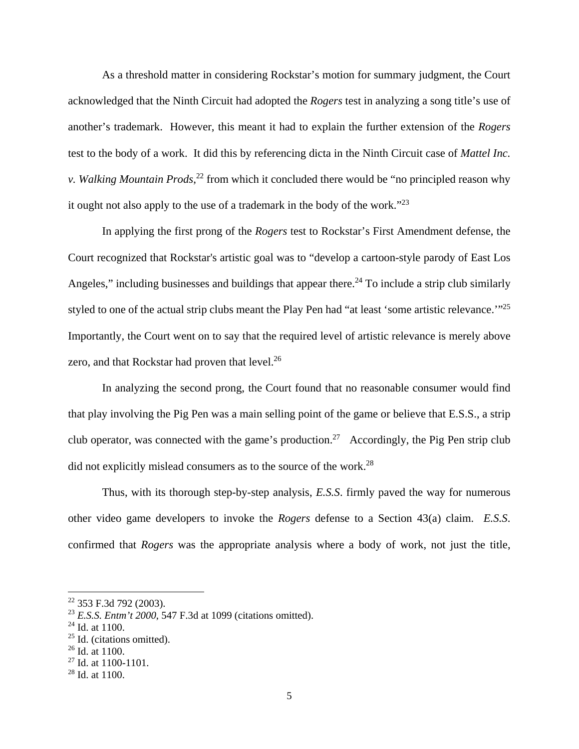As a threshold matter in considering Rockstar's motion for summary judgment, the Court acknowledged that the Ninth Circuit had adopted the *Rogers* test in analyzing a song title's use of another's trademark. However, this meant it had to explain the further extension of the *Rogers* test to the body of a work. It did this by referencing dicta in the Ninth Circuit case of *Mattel Inc. v. Walking Mountain Prods*,[22] from which it concluded there would be "no principled reason why it ought not also apply to the use of a trademark in the body of the work."[23]

In applying the first prong of the *Rogers* test to Rockstar's First Amendment defense, the Court recognized that Rockstar's artistic goal was to "develop a cartoon-style parody of East Los Angeles," including businesses and buildings that appear there.[24] To include a strip club similarly styled to one of the actual strip clubs meant the Play Pen had "at least 'some artistic relevance.'"[25] Importantly, the Court went on to say that the required level of artistic relevance is merely above zero, and that Rockstar had proven that level.[26]

In analyzing the second prong, the Court found that no reasonable consumer would find that play involving the Pig Pen was a main selling point of the game or believe that E.S.S., a strip club operator, was connected with the game's production.[27] Accordingly, the Pig Pen strip club did not explicitly mislead consumers as to the source of the work.[28]

Thus, with its thorough step-by-step analysis, *E.S.S.* firmly paved the way for numerous other video game developers to invoke the *Rogers* defense to a Section 43(a) claim. *E.S.S.* confirmed that *Rogers* was the appropriate analysis where a body of work, not just the title,

---

[22] 353 F.3d 792 (2003).
[23] *E.S.S. Entm't 2000*, 547 F.3d at 1099 (citations omitted).
[24] Id. at 1100.
[25] Id. (citations omitted).
[26] Id. at 1100.
[27] Id. at 1100-1101.
[28] Id. at 1100.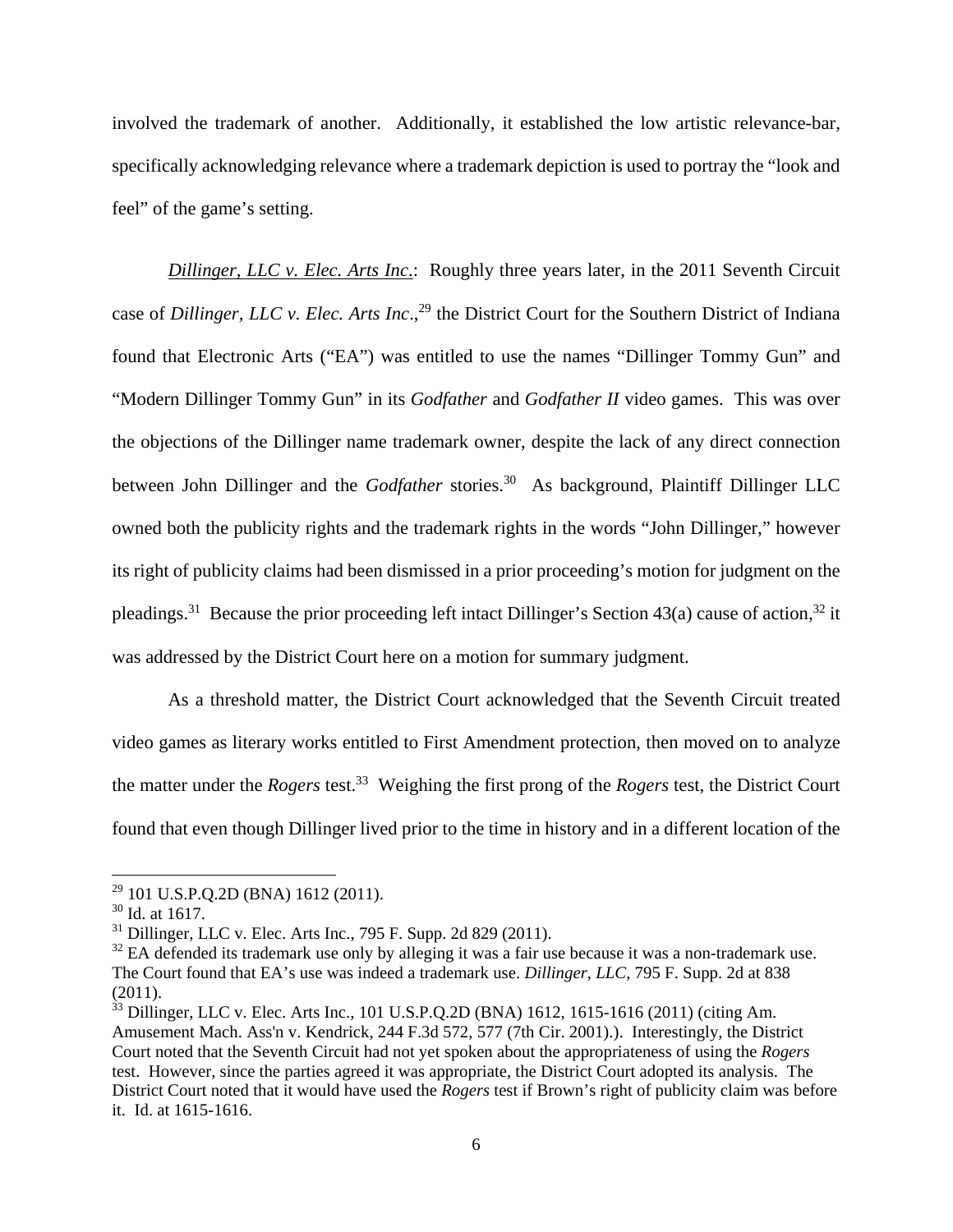involved the trademark of another. Additionally, it established the low artistic relevance-bar, specifically acknowledging relevance where a trademark depiction is used to portray the "look and feel" of the game's setting.

*Dillinger, LLC v. Elec. Arts Inc.*: Roughly three years later, in the 2011 Seventh Circuit case of *Dillinger, LLC v. Elec. Arts Inc*.,[29] the District Court for the Southern District of Indiana found that Electronic Arts ("EA") was entitled to use the names "Dillinger Tommy Gun" and "Modern Dillinger Tommy Gun" in its *Godfather* and *Godfather II* video games. This was over the objections of the Dillinger name trademark owner, despite the lack of any direct connection between John Dillinger and the *Godfather* stories.[30] As background, Plaintiff Dillinger LLC owned both the publicity rights and the trademark rights in the words "John Dillinger," however its right of publicity claims had been dismissed in a prior proceeding's motion for judgment on the pleadings.[31] Because the prior proceeding left intact Dillinger's Section 43(a) cause of action,[32] it was addressed by the District Court here on a motion for summary judgment.

As a threshold matter, the District Court acknowledged that the Seventh Circuit treated video games as literary works entitled to First Amendment protection, then moved on to analyze the matter under the *Rogers* test.[33] Weighing the first prong of the *Rogers* test, the District Court found that even though Dillinger lived prior to the time in history and in a different location of the

---

[29] 101 U.S.P.Q.2D (BNA) 1612 (2011).

[30] Id. at 1617.

[31] Dillinger, LLC v. Elec. Arts Inc., 795 F. Supp. 2d 829 (2011).

[32] EA defended its trademark use only by alleging it was a fair use because it was a non-trademark use. The Court found that EA's use was indeed a trademark use. *Dillinger, LLC*, 795 F. Supp. 2d at 838 (2011).

[33] Dillinger, LLC v. Elec. Arts Inc., 101 U.S.P.Q.2D (BNA) 1612, 1615-1616 (2011) (citing Am. Amusement Mach. Ass'n v. Kendrick, 244 F.3d 572, 577 (7th Cir. 2001).). Interestingly, the District Court noted that the Seventh Circuit had not yet spoken about the appropriateness of using the *Rogers* test. However, since the parties agreed it was appropriate, the District Court adopted its analysis. The District Court noted that it would have used the *Rogers* test if Brown's right of publicity claim was before it. Id. at 1615-1616.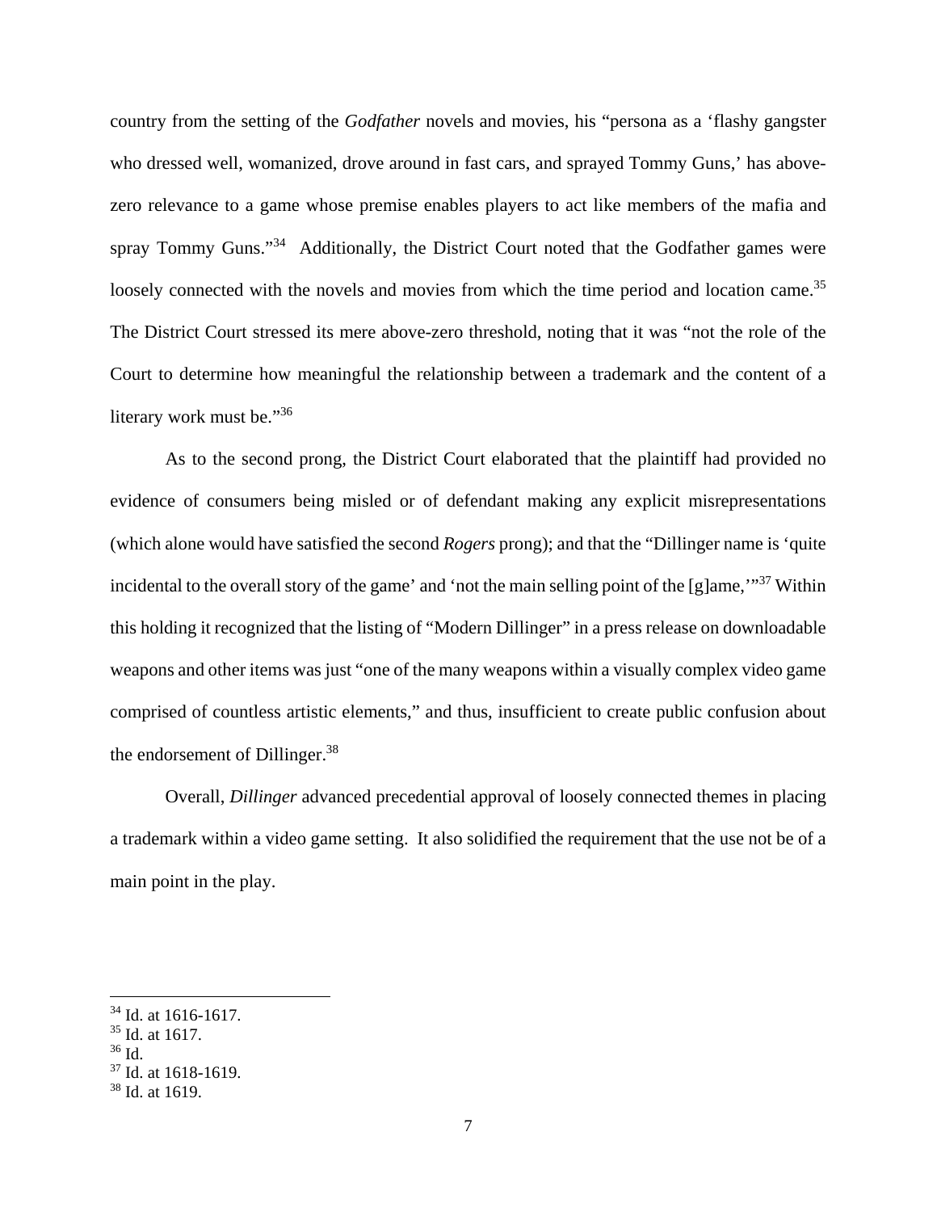country from the setting of the *Godfather* novels and movies, his "persona as a 'flashy gangster who dressed well, womanized, drove around in fast cars, and sprayed Tommy Guns,' has above-zero relevance to a game whose premise enables players to act like members of the mafia and spray Tommy Guns."[34] Additionally, the District Court noted that the Godfather games were loosely connected with the novels and movies from which the time period and location came.[35] The District Court stressed its mere above-zero threshold, noting that it was "not the role of the Court to determine how meaningful the relationship between a trademark and the content of a literary work must be."[36]

As to the second prong, the District Court elaborated that the plaintiff had provided no evidence of consumers being misled or of defendant making any explicit misrepresentations (which alone would have satisfied the second *Rogers* prong); and that the "Dillinger name is 'quite incidental to the overall story of the game' and 'not the main selling point of the [g]ame,'"[37] Within this holding it recognized that the listing of "Modern Dillinger" in a press release on downloadable weapons and other items was just "one of the many weapons within a visually complex video game comprised of countless artistic elements," and thus, insufficient to create public confusion about the endorsement of Dillinger.[38]

Overall, *Dillinger* advanced precedential approval of loosely connected themes in placing a trademark within a video game setting. It also solidified the requirement that the use not be of a main point in the play.

---

[34] Id. at 1616-1617.
[35] Id. at 1617.
[36] Id.
[37] Id. at 1618-1619.
[38] Id. at 1619.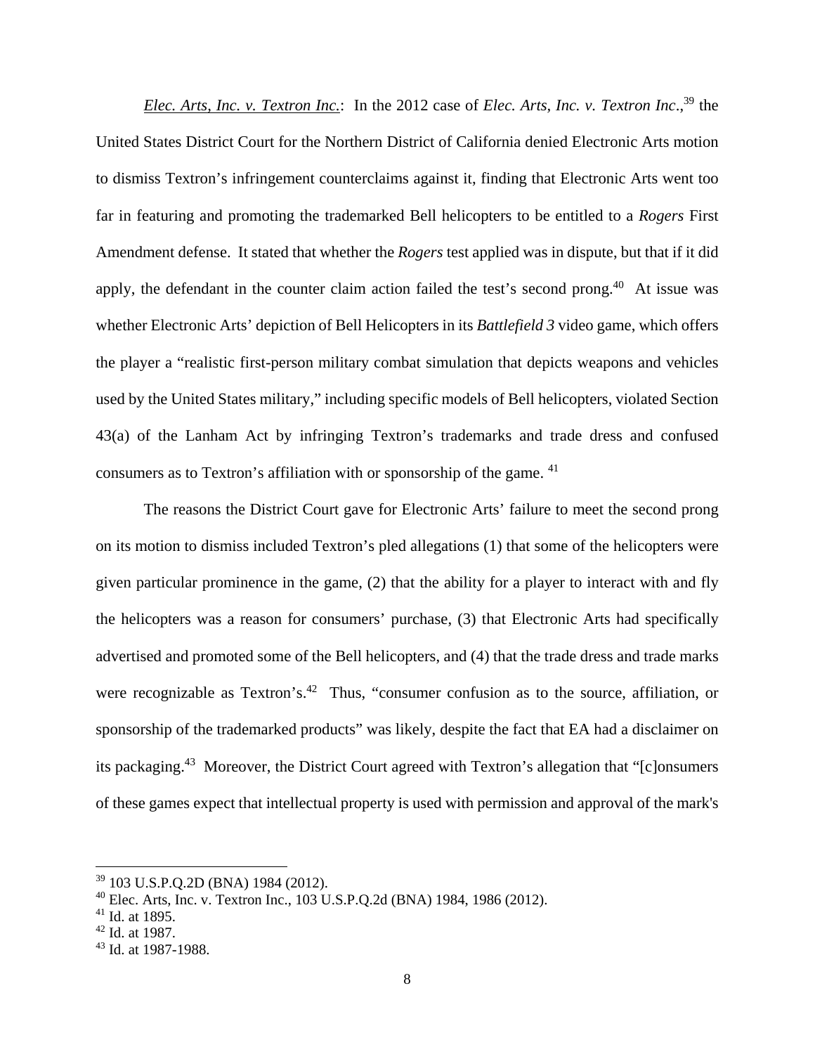*Elec. Arts, Inc. v. Textron Inc.*: In the 2012 case of *Elec. Arts, Inc. v. Textron Inc.*,[39] the United States District Court for the Northern District of California denied Electronic Arts motion to dismiss Textron's infringement counterclaims against it, finding that Electronic Arts went too far in featuring and promoting the trademarked Bell helicopters to be entitled to a *Rogers* First Amendment defense. It stated that whether the *Rogers* test applied was in dispute, but that if it did apply, the defendant in the counter claim action failed the test's second prong.[40] At issue was whether Electronic Arts' depiction of Bell Helicopters in its *Battlefield 3* video game, which offers the player a "realistic first-person military combat simulation that depicts weapons and vehicles used by the United States military," including specific models of Bell helicopters, violated Section 43(a) of the Lanham Act by infringing Textron's trademarks and trade dress and confused consumers as to Textron's affiliation with or sponsorship of the game. [41]

The reasons the District Court gave for Electronic Arts' failure to meet the second prong on its motion to dismiss included Textron's pled allegations (1) that some of the helicopters were given particular prominence in the game, (2) that the ability for a player to interact with and fly the helicopters was a reason for consumers' purchase, (3) that Electronic Arts had specifically advertised and promoted some of the Bell helicopters, and (4) that the trade dress and trade marks were recognizable as Textron's.[42] Thus, "consumer confusion as to the source, affiliation, or sponsorship of the trademarked products" was likely, despite the fact that EA had a disclaimer on its packaging.[43] Moreover, the District Court agreed with Textron's allegation that "[c]onsumers of these games expect that intellectual property is used with permission and approval of the mark's

---

[39] 103 U.S.P.Q.2D (BNA) 1984 (2012).

[40] Elec. Arts, Inc. v. Textron Inc., 103 U.S.P.Q.2d (BNA) 1984, 1986 (2012).

[41] Id. at 1895.

[42] Id. at 1987.

[43] Id. at 1987-1988.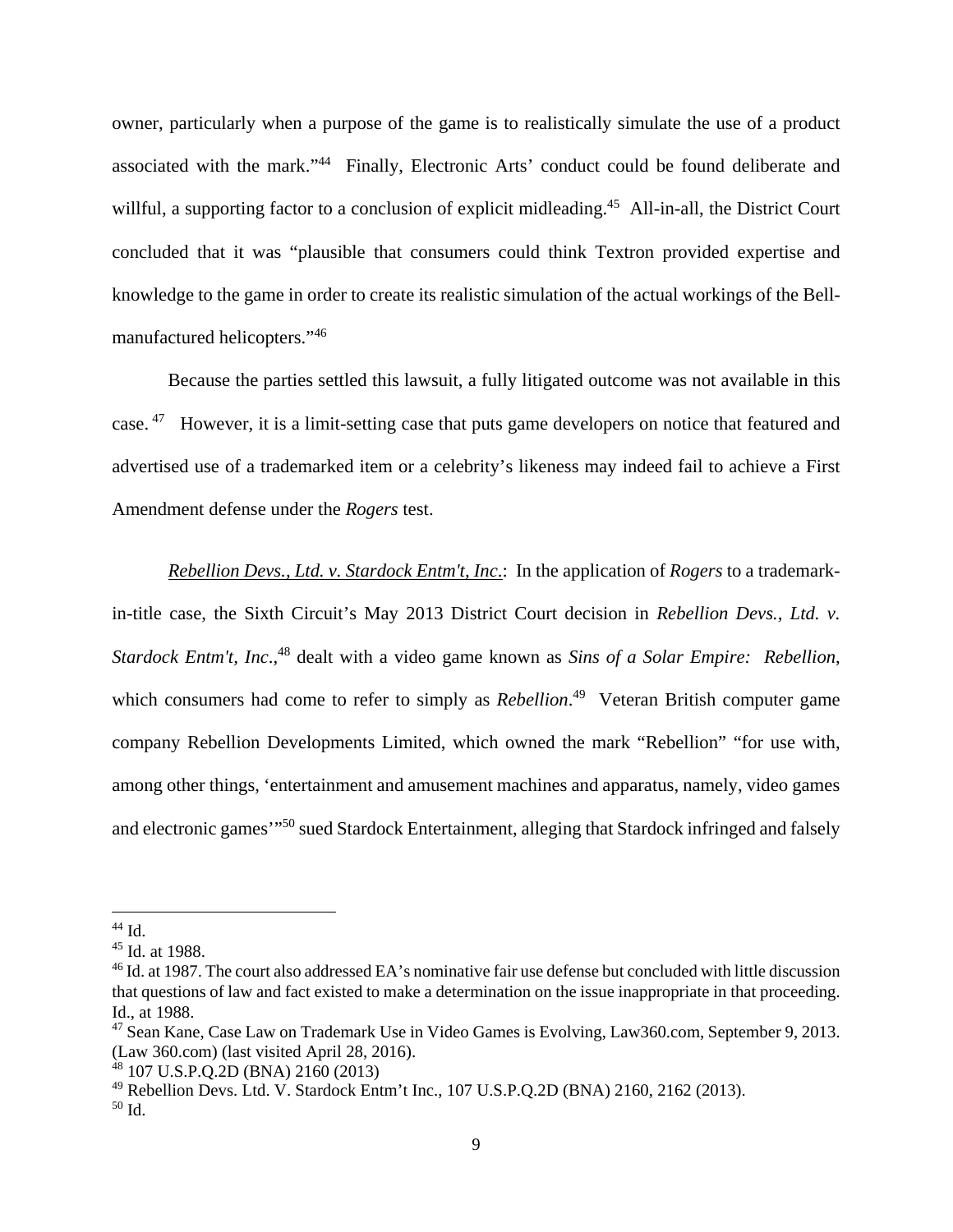owner, particularly when a purpose of the game is to realistically simulate the use of a product associated with the mark."[44] Finally, Electronic Arts' conduct could be found deliberate and willful, a supporting factor to a conclusion of explicit midleading.[45] All-in-all, the District Court concluded that it was "plausible that consumers could think Textron provided expertise and knowledge to the game in order to create its realistic simulation of the actual workings of the Bell-manufactured helicopters."[46]

Because the parties settled this lawsuit, a fully litigated outcome was not available in this case.[47] However, it is a limit-setting case that puts game developers on notice that featured and advertised use of a trademarked item or a celebrity's likeness may indeed fail to achieve a First Amendment defense under the *Rogers* test.

*Rebellion Devs., Ltd. v. Stardock Entm't, Inc.*: In the application of *Rogers* to a trademark-in-title case, the Sixth Circuit's May 2013 District Court decision in *Rebellion Devs., Ltd. v. Stardock Entm't, Inc.*,[48] dealt with a video game known as *Sins of a Solar Empire: Rebellion,* which consumers had come to refer to simply as *Rebellion*.[49] Veteran British computer game company Rebellion Developments Limited, which owned the mark "Rebellion" "for use with, among other things, 'entertainment and amusement machines and apparatus, namely, video games and electronic games'"[50] sued Stardock Entertainment, alleging that Stardock infringed and falsely

---

[44] Id.

[45] Id. at 1988.

[46] Id. at 1987. The court also addressed EA's nominative fair use defense but concluded with little discussion that questions of law and fact existed to make a determination on the issue inappropriate in that proceeding. Id., at 1988.

[47] Sean Kane, Case Law on Trademark Use in Video Games is Evolving, Law360.com, September 9, 2013. (Law 360.com) (last visited April 28, 2016).

[48] 107 U.S.P.Q.2D (BNA) 2160 (2013)

[49] Rebellion Devs. Ltd. V. Stardock Entm't Inc., 107 U.S.P.Q.2D (BNA) 2160, 2162 (2013).

[50] Id.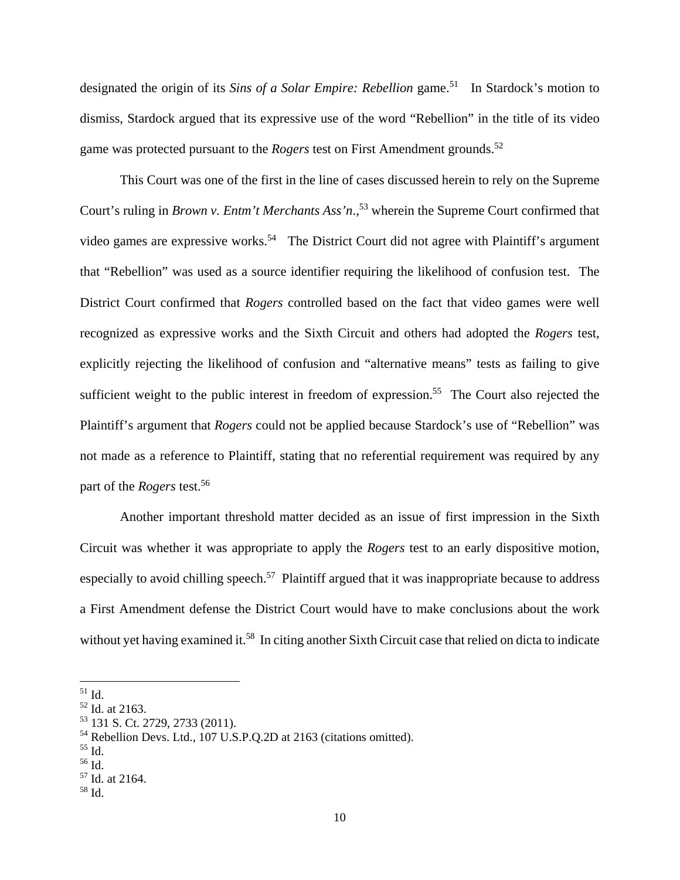designated the origin of its *Sins of a Solar Empire: Rebellion* game.[51] In Stardock's motion to dismiss, Stardock argued that its expressive use of the word "Rebellion" in the title of its video game was protected pursuant to the *Rogers* test on First Amendment grounds.[52]

This Court was one of the first in the line of cases discussed herein to rely on the Supreme Court's ruling in *Brown v. Entm't Merchants Ass'n*.,[53] wherein the Supreme Court confirmed that video games are expressive works.[54] The District Court did not agree with Plaintiff's argument that "Rebellion" was used as a source identifier requiring the likelihood of confusion test. The District Court confirmed that *Rogers* controlled based on the fact that video games were well recognized as expressive works and the Sixth Circuit and others had adopted the *Rogers* test, explicitly rejecting the likelihood of confusion and "alternative means" tests as failing to give sufficient weight to the public interest in freedom of expression.[55] The Court also rejected the Plaintiff's argument that *Rogers* could not be applied because Stardock's use of "Rebellion" was not made as a reference to Plaintiff, stating that no referential requirement was required by any part of the *Rogers* test.[56]

Another important threshold matter decided as an issue of first impression in the Sixth Circuit was whether it was appropriate to apply the *Rogers* test to an early dispositive motion, especially to avoid chilling speech.[57] Plaintiff argued that it was inappropriate because to address a First Amendment defense the District Court would have to make conclusions about the work without yet having examined it.[58] In citing another Sixth Circuit case that relied on dicta to indicate

---

[51] Id.
[52] Id. at 2163.
[53] 131 S. Ct. 2729, 2733 (2011).
[54] Rebellion Devs. Ltd., 107 U.S.P.Q.2D at 2163 (citations omitted).
[55] Id.
[56] Id.
[57] Id. at 2164.
[58] Id.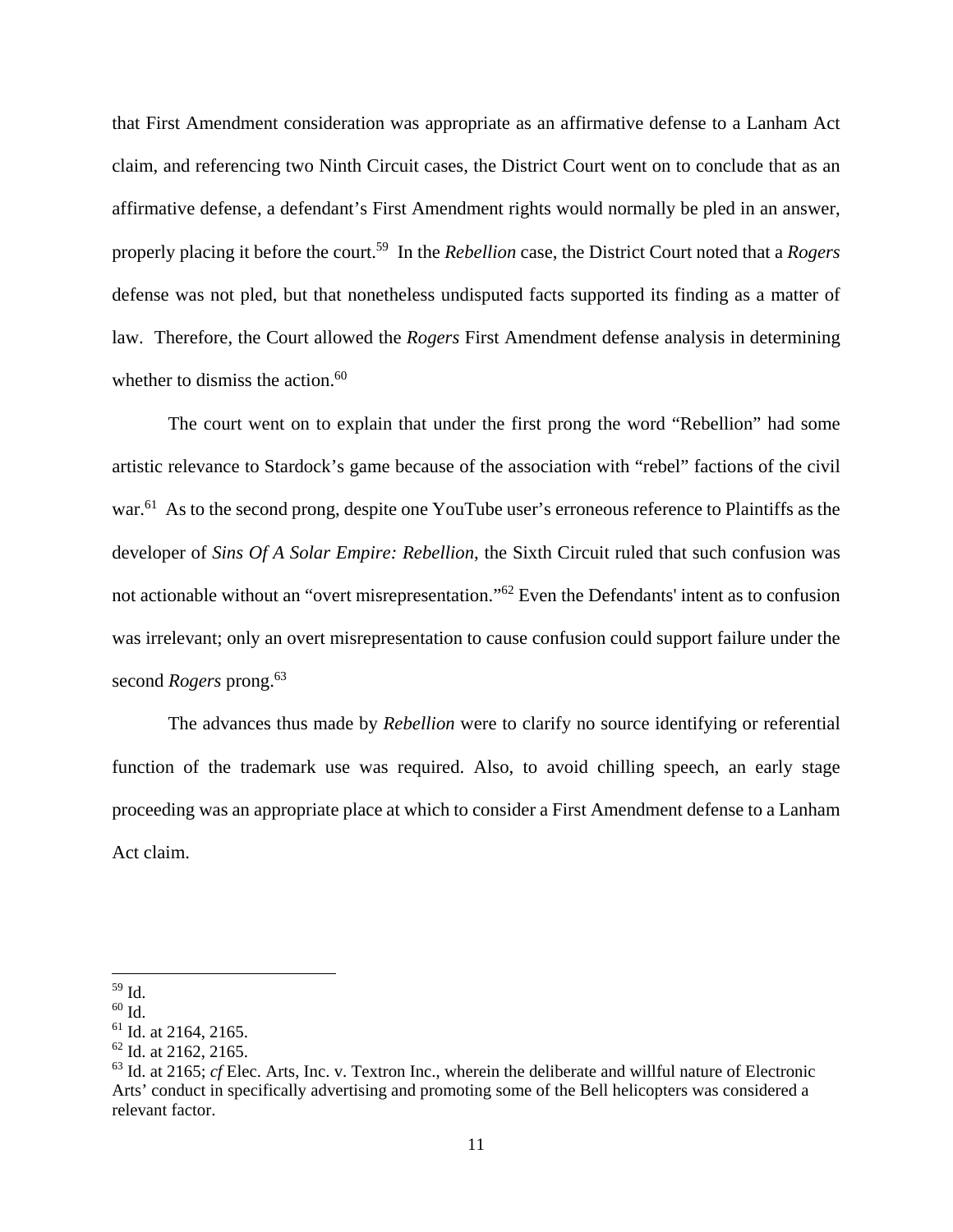that First Amendment consideration was appropriate as an affirmative defense to a Lanham Act claim, and referencing two Ninth Circuit cases, the District Court went on to conclude that as an affirmative defense, a defendant's First Amendment rights would normally be pled in an answer, properly placing it before the court.[59] In the *Rebellion* case, the District Court noted that a *Rogers* defense was not pled, but that nonetheless undisputed facts supported its finding as a matter of law. Therefore, the Court allowed the *Rogers* First Amendment defense analysis in determining whether to dismiss the action.[60]

The court went on to explain that under the first prong the word "Rebellion" had some artistic relevance to Stardock's game because of the association with "rebel" factions of the civil war.[61] As to the second prong, despite one YouTube user's erroneous reference to Plaintiffs as the developer of *Sins Of A Solar Empire: Rebellion*, the Sixth Circuit ruled that such confusion was not actionable without an "overt misrepresentation."[62] Even the Defendants' intent as to confusion was irrelevant; only an overt misrepresentation to cause confusion could support failure under the second *Rogers* prong.[63]

The advances thus made by *Rebellion* were to clarify no source identifying or referential function of the trademark use was required. Also, to avoid chilling speech, an early stage proceeding was an appropriate place at which to consider a First Amendment defense to a Lanham Act claim.

---

[59] Id.

[60] Id.

[61] Id. at 2164, 2165.

[62] Id. at 2162, 2165.

[63] Id. at 2165; *cf* Elec. Arts, Inc. v. Textron Inc., wherein the deliberate and willful nature of Electronic Arts' conduct in specifically advertising and promoting some of the Bell helicopters was considered a relevant factor.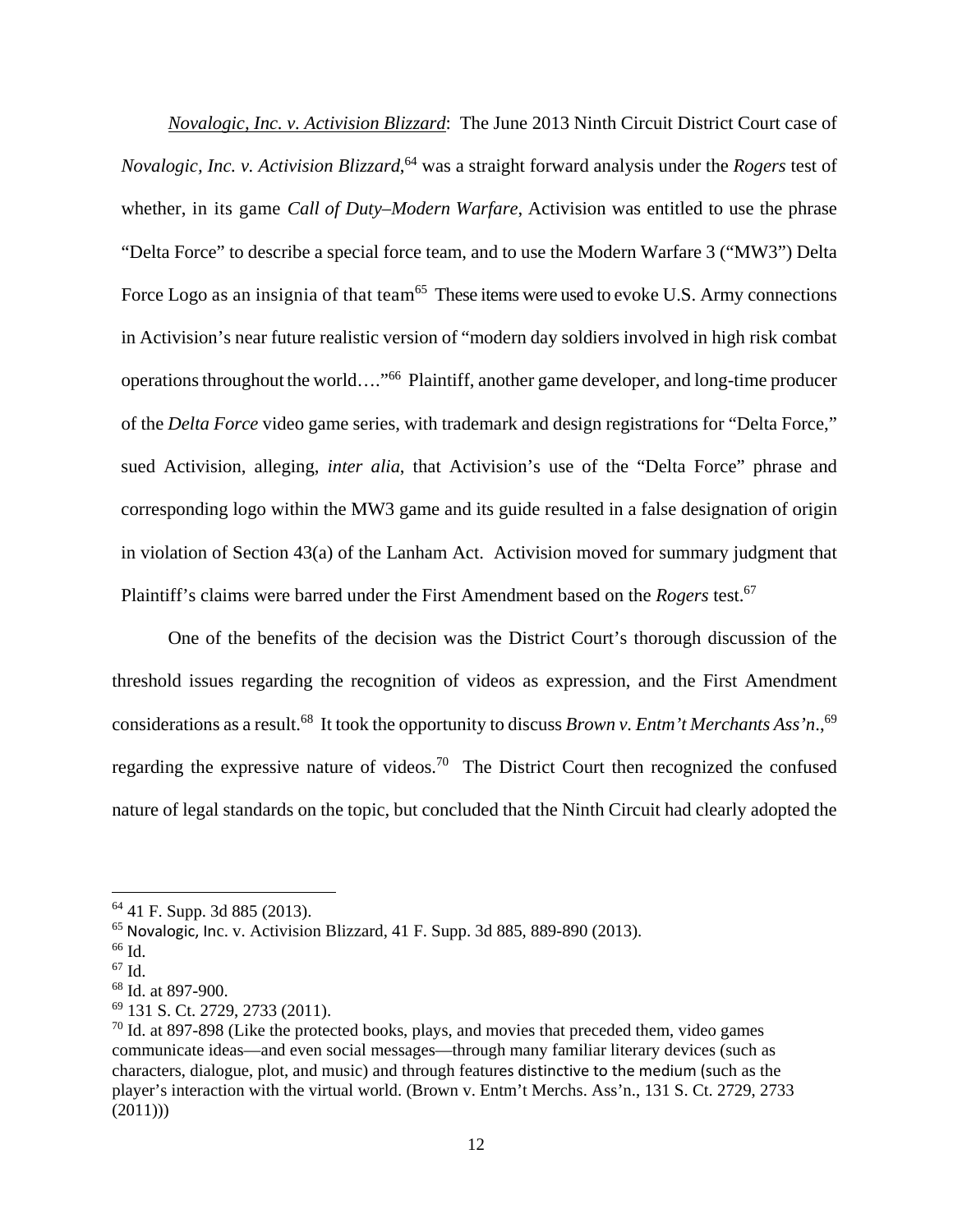*Novalogic, Inc. v. Activision Blizzard*: The June 2013 Ninth Circuit District Court case of *Novalogic, Inc. v. Activision Blizzard*,[64] was a straight forward analysis under the *Rogers* test of whether, in its game *Call of Duty–Modern Warfare*, Activision was entitled to use the phrase "Delta Force" to describe a special force team, and to use the Modern Warfare 3 ("MW3") Delta Force Logo as an insignia of that team[65] These items were used to evoke U.S. Army connections in Activision's near future realistic version of "modern day soldiers involved in high risk combat operations throughout the world…."[66] Plaintiff, another game developer, and long-time producer of the *Delta Force* video game series, with trademark and design registrations for "Delta Force," sued Activision, alleging, *inter alia*, that Activision's use of the "Delta Force" phrase and corresponding logo within the MW3 game and its guide resulted in a false designation of origin in violation of Section 43(a) of the Lanham Act. Activision moved for summary judgment that Plaintiff's claims were barred under the First Amendment based on the *Rogers* test.[67]

One of the benefits of the decision was the District Court's thorough discussion of the threshold issues regarding the recognition of videos as expression, and the First Amendment considerations as a result.[68] It took the opportunity to discuss *Brown v. Entm't Merchants Ass'n*.,[69] regarding the expressive nature of videos.[70] The District Court then recognized the confused nature of legal standards on the topic, but concluded that the Ninth Circuit had clearly adopted the

---

[64] 41 F. Supp. 3d 885 (2013).

[65] Novalogic, Inc. v. Activision Blizzard, 41 F. Supp. 3d 885, 889-890 (2013).

[66] Id.

[67] Id.

[68] Id. at 897-900.

[69] 131 S. Ct. 2729, 2733 (2011).

[70] Id. at 897-898 (Like the protected books, plays, and movies that preceded them, video games communicate ideas—and even social messages—through many familiar literary devices (such as characters, dialogue, plot, and music) and through features distinctive to the medium (such as the player's interaction with the virtual world. (Brown v. Entm't Merchs. Ass'n., 131 S. Ct. 2729, 2733 (2011)))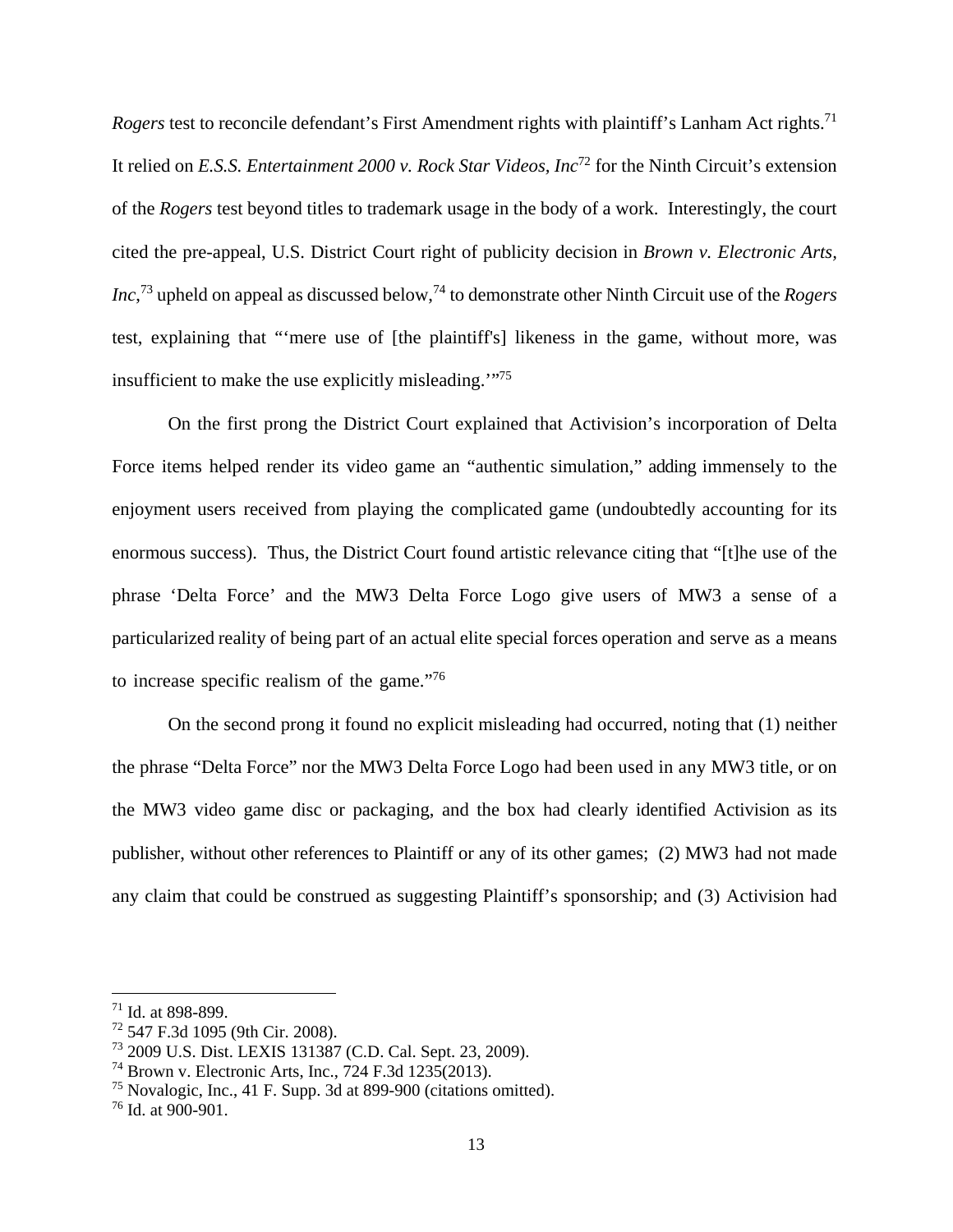*Rogers* test to reconcile defendant's First Amendment rights with plaintiff's Lanham Act rights.[71] It relied on *E.S.S. Entertainment 2000 v. Rock Star Videos, Inc*[72] for the Ninth Circuit's extension of the *Rogers* test beyond titles to trademark usage in the body of a work. Interestingly, the court cited the pre-appeal, U.S. District Court right of publicity decision in *Brown v. Electronic Arts, Inc*,[73] upheld on appeal as discussed below,[74] to demonstrate other Ninth Circuit use of the *Rogers* test, explaining that "'mere use of [the plaintiff's] likeness in the game, without more, was insufficient to make the use explicitly misleading.'"[75]

On the first prong the District Court explained that Activision's incorporation of Delta Force items helped render its video game an "authentic simulation," adding immensely to the enjoyment users received from playing the complicated game (undoubtedly accounting for its enormous success). Thus, the District Court found artistic relevance citing that "[t]he use of the phrase 'Delta Force' and the MW3 Delta Force Logo give users of MW3 a sense of a particularized reality of being part of an actual elite special forces operation and serve as a means to increase specific realism of the game."[76]

On the second prong it found no explicit misleading had occurred, noting that (1) neither the phrase "Delta Force" nor the MW3 Delta Force Logo had been used in any MW3 title, or on the MW3 video game disc or packaging, and the box had clearly identified Activision as its publisher, without other references to Plaintiff or any of its other games; (2) MW3 had not made any claim that could be construed as suggesting Plaintiff's sponsorship; and (3) Activision had

---

[71] Id. at 898-899.
[72] 547 F.3d 1095 (9th Cir. 2008).
[73] 2009 U.S. Dist. LEXIS 131387 (C.D. Cal. Sept. 23, 2009).
[74] Brown v. Electronic Arts, Inc., 724 F.3d 1235(2013).
[75] Novalogic, Inc., 41 F. Supp. 3d at 899-900 (citations omitted).
[76] Id. at 900-901.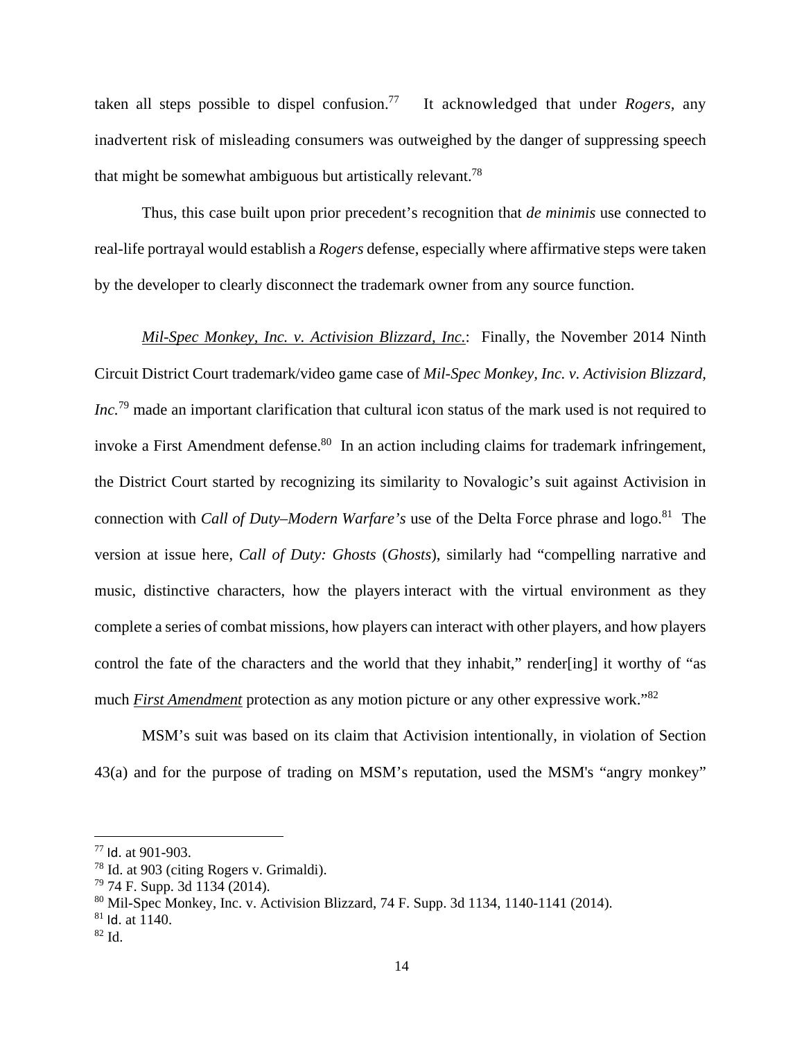taken all steps possible to dispel confusion.[77] It acknowledged that under *Rogers*, any inadvertent risk of misleading consumers was outweighed by the danger of suppressing speech that might be somewhat ambiguous but artistically relevant.[78]

Thus, this case built upon prior precedent's recognition that *de minimis* use connected to real-life portrayal would establish a *Rogers* defense, especially where affirmative steps were taken by the developer to clearly disconnect the trademark owner from any source function.

*Mil-Spec Monkey, Inc. v. Activision Blizzard, Inc.*: Finally, the November 2014 Ninth Circuit District Court trademark/video game case of *Mil-Spec Monkey, Inc. v. Activision Blizzard, Inc.*[79] made an important clarification that cultural icon status of the mark used is not required to invoke a First Amendment defense.[80] In an action including claims for trademark infringement, the District Court started by recognizing its similarity to Novalogic's suit against Activision in connection with *Call of Duty–Modern Warfare's* use of the Delta Force phrase and logo.[81] The version at issue here, *Call of Duty: Ghosts* (*Ghosts*), similarly had "compelling narrative and music, distinctive characters, how the players interact with the virtual environment as they complete a series of combat missions, how players can interact with other players, and how players control the fate of the characters and the world that they inhabit," render[ing] it worthy of "as much *First Amendment* protection as any motion picture or any other expressive work."[82]

MSM's suit was based on its claim that Activision intentionally, in violation of Section 43(a) and for the purpose of trading on MSM's reputation, used the MSM's "angry monkey"

---

[77] Id. at 901-903.
[78] Id. at 903 (citing Rogers v. Grimaldi).
[79] 74 F. Supp. 3d 1134 (2014).
[80] Mil-Spec Monkey, Inc. v. Activision Blizzard, 74 F. Supp. 3d 1134, 1140-1141 (2014).
[81] Id. at 1140.
[82] Id.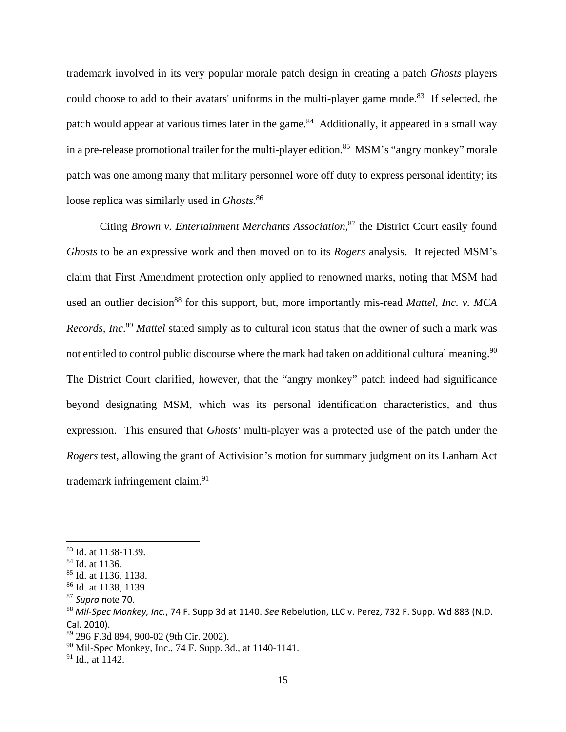trademark involved in its very popular morale patch design in creating a patch *Ghosts* players could choose to add to their avatars' uniforms in the multi-player game mode.[83] If selected, the patch would appear at various times later in the game.[84] Additionally, it appeared in a small way in a pre-release promotional trailer for the multi-player edition.[85] MSM's "angry monkey" morale patch was one among many that military personnel wore off duty to express personal identity; its loose replica was similarly used in *Ghosts.*[86]

Citing *Brown v. Entertainment Merchants Association*,[87] the District Court easily found *Ghosts* to be an expressive work and then moved on to its *Rogers* analysis. It rejected MSM's claim that First Amendment protection only applied to renowned marks, noting that MSM had used an outlier decision[88] for this support, but, more importantly mis-read *Mattel, Inc. v. MCA Records, Inc*.[89] *Mattel* stated simply as to cultural icon status that the owner of such a mark was not entitled to control public discourse where the mark had taken on additional cultural meaning.[90] The District Court clarified, however, that the "angry monkey" patch indeed had significance beyond designating MSM, which was its personal identification characteristics, and thus expression. This ensured that *Ghosts'* multi-player was a protected use of the patch under the *Rogers* test, allowing the grant of Activision's motion for summary judgment on its Lanham Act trademark infringement claim.[91]

---

[83] Id. at 1138-1139.
[84] Id. at 1136.
[85] Id. at 1136, 1138.
[86] Id. at 1138, 1139.
[87] *Supra* note 70.
[88] *Mil-Spec Monkey, Inc.*, 74 F. Supp 3d at 1140. *See* Rebelution, LLC v. Perez, 732 F. Supp. Wd 883 (N.D. Cal. 2010).
[89] 296 F.3d 894, 900-02 (9th Cir. 2002).
[90] Mil-Spec Monkey, Inc., 74 F. Supp. 3d., at 1140-1141.
[91] Id., at 1142.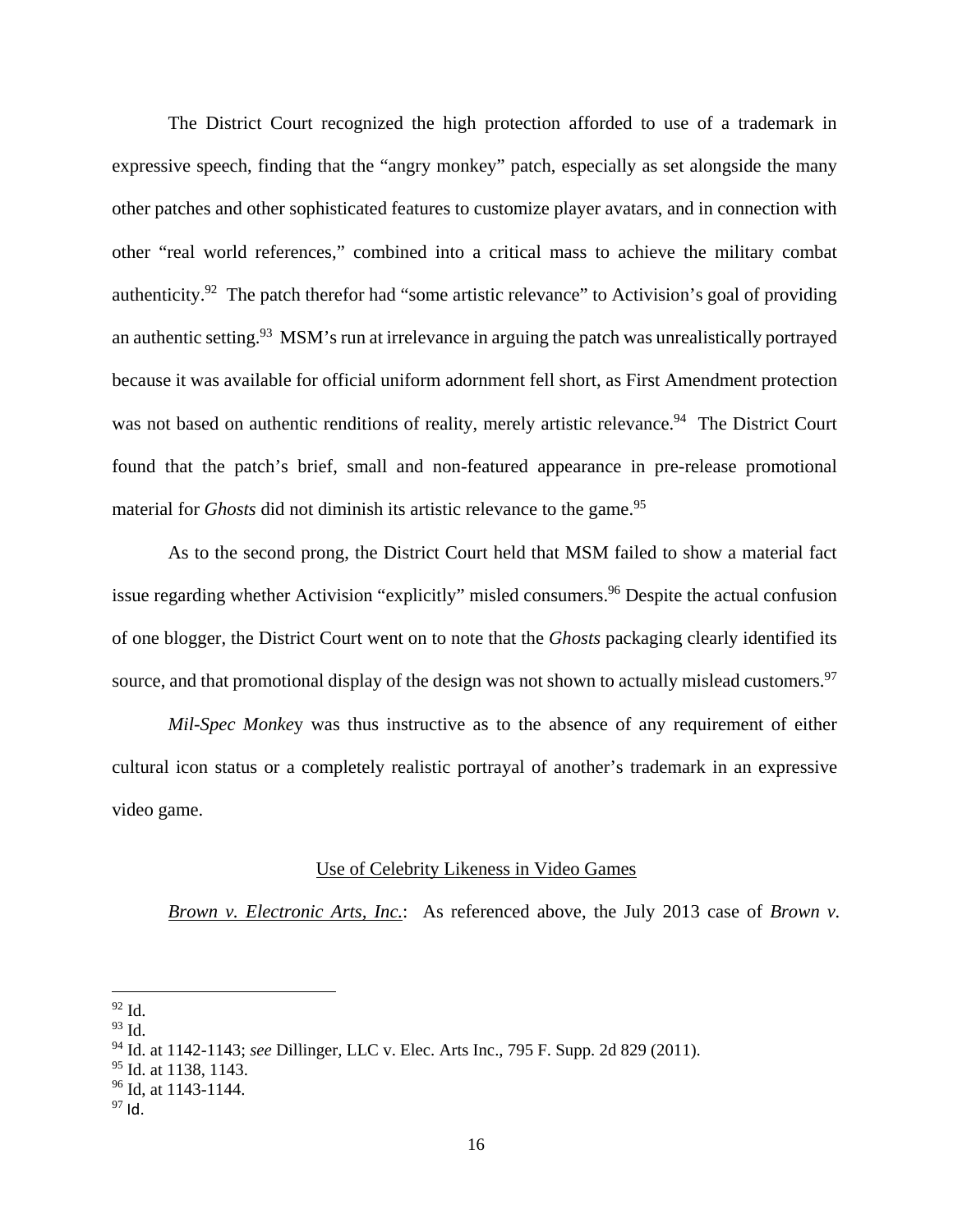The District Court recognized the high protection afforded to use of a trademark in expressive speech, finding that the "angry monkey" patch, especially as set alongside the many other patches and other sophisticated features to customize player avatars, and in connection with other "real world references," combined into a critical mass to achieve the military combat authenticity.[92] The patch therefor had "some artistic relevance" to Activision's goal of providing an authentic setting.[93] MSM's run at irrelevance in arguing the patch was unrealistically portrayed because it was available for official uniform adornment fell short, as First Amendment protection was not based on authentic renditions of reality, merely artistic relevance.[94] The District Court found that the patch's brief, small and non-featured appearance in pre-release promotional material for *Ghosts* did not diminish its artistic relevance to the game.[95]

As to the second prong, the District Court held that MSM failed to show a material fact issue regarding whether Activision "explicitly" misled consumers.[96] Despite the actual confusion of one blogger, the District Court went on to note that the *Ghosts* packaging clearly identified its source, and that promotional display of the design was not shown to actually mislead customers.[97]

*Mil-Spec Monkey* was thus instructive as to the absence of any requirement of either cultural icon status or a completely realistic portrayal of another's trademark in an expressive video game.

<u>Use of Celebrity Likeness in Video Games</u>

<u>*Brown v. Electronic Arts, Inc.*</u>: As referenced above, the July 2013 case of *Brown v.*

---

[92] Id.
[93] Id.
[94] Id. at 1142-1143; *see* Dillinger, LLC v. Elec. Arts Inc., 795 F. Supp. 2d 829 (2011).
[95] Id. at 1138, 1143.
[96] Id, at 1143-1144.
[97] Id.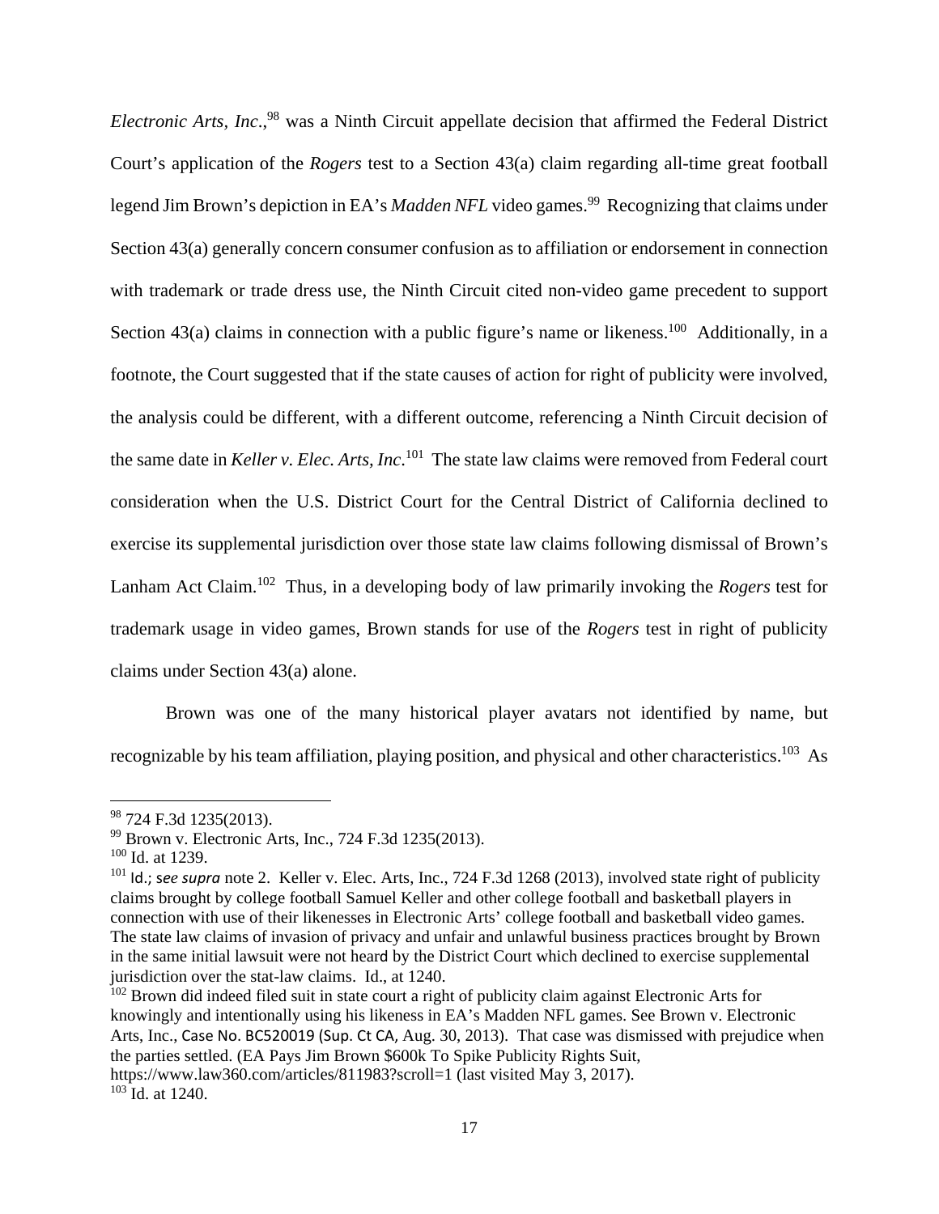*Electronic Arts, Inc*.,[98] was a Ninth Circuit appellate decision that affirmed the Federal District Court's application of the *Rogers* test to a Section 43(a) claim regarding all-time great football legend Jim Brown's depiction in EA's *Madden NFL* video games.[99] Recognizing that claims under Section 43(a) generally concern consumer confusion as to affiliation or endorsement in connection with trademark or trade dress use, the Ninth Circuit cited non-video game precedent to support Section 43(a) claims in connection with a public figure's name or likeness.[100] Additionally, in a footnote, the Court suggested that if the state causes of action for right of publicity were involved, the analysis could be different, with a different outcome, referencing a Ninth Circuit decision of the same date in *Keller v. Elec. Arts, Inc*.[101] The state law claims were removed from Federal court consideration when the U.S. District Court for the Central District of California declined to exercise its supplemental jurisdiction over those state law claims following dismissal of Brown's Lanham Act Claim.[102] Thus, in a developing body of law primarily invoking the *Rogers* test for trademark usage in video games, Brown stands for use of the *Rogers* test in right of publicity claims under Section 43(a) alone.

Brown was one of the many historical player avatars not identified by name, but recognizable by his team affiliation, playing position, and physical and other characteristics.[103] As

---

[98] 724 F.3d 1235(2013).

[99] Brown v. Electronic Arts, Inc., 724 F.3d 1235(2013).

[100] Id. at 1239.

[101] Id.; *see supra* note 2. Keller v. Elec. Arts, Inc., 724 F.3d 1268 (2013), involved state right of publicity claims brought by college football Samuel Keller and other college football and basketball players in connection with use of their likenesses in Electronic Arts' college football and basketball video games. The state law claims of invasion of privacy and unfair and unlawful business practices brought by Brown in the same initial lawsuit were not heard by the District Court which declined to exercise supplemental jurisdiction over the stat-law claims. Id., at 1240.

[102] Brown did indeed filed suit in state court a right of publicity claim against Electronic Arts for knowingly and intentionally using his likeness in EA's Madden NFL games. See Brown v. Electronic Arts, Inc., Case No. BC520019 (Sup. Ct CA, Aug. 30, 2013). That case was dismissed with prejudice when the parties settled. (EA Pays Jim Brown $600k To Spike Publicity Rights Suit, https://www.law360.com/articles/811983?scroll=1 (last visited May 3, 2017).

[103] Id. at 1240.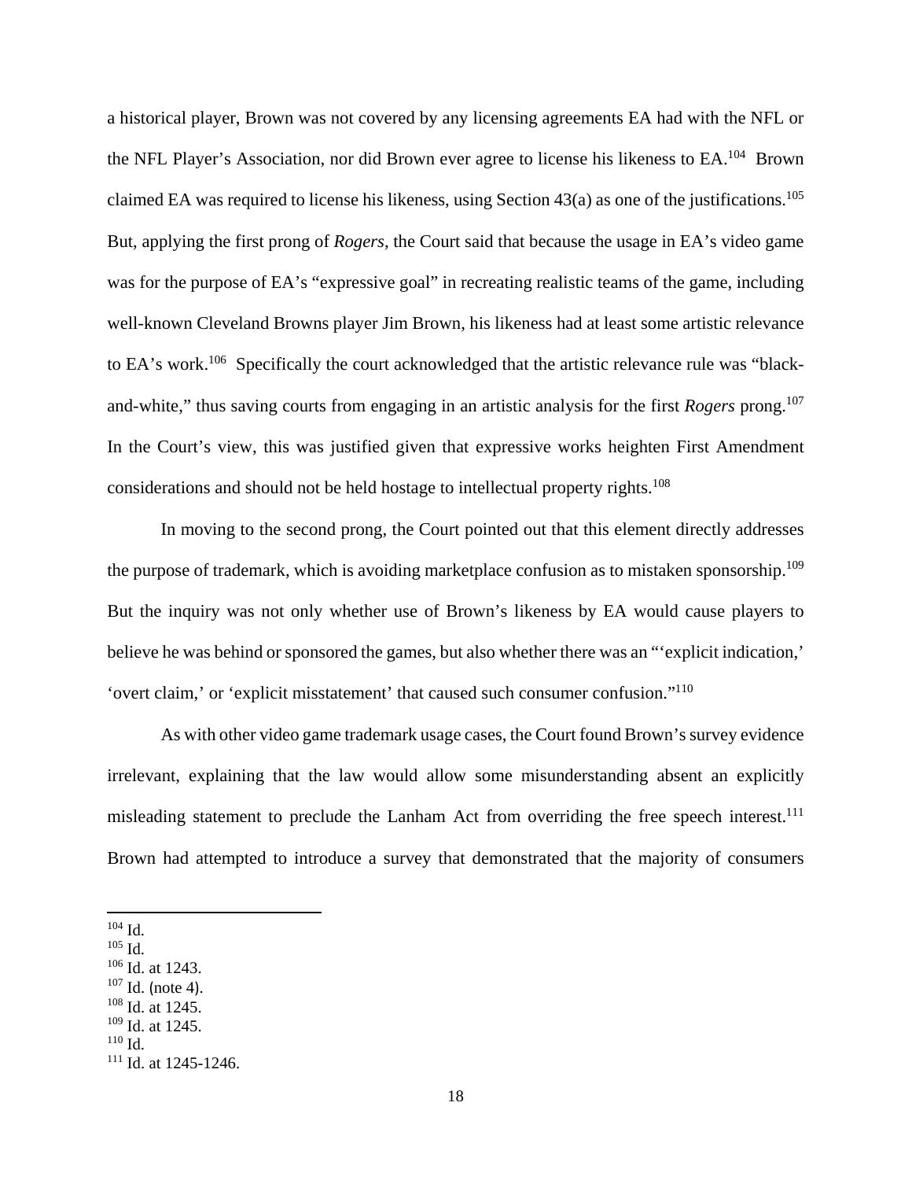a historical player, Brown was not covered by any licensing agreements EA had with the NFL or the NFL Player's Association, nor did Brown ever agree to license his likeness to EA.[104] Brown claimed EA was required to license his likeness, using Section 43(a) as one of the justifications.[105] But, applying the first prong of *Rogers*, the Court said that because the usage in EA's video game was for the purpose of EA's "expressive goal" in recreating realistic teams of the game, including well-known Cleveland Browns player Jim Brown, his likeness had at least some artistic relevance to EA's work.[106] Specifically the court acknowledged that the artistic relevance rule was "black-and-white," thus saving courts from engaging in an artistic analysis for the first *Rogers* prong.[107] In the Court's view, this was justified given that expressive works heighten First Amendment considerations and should not be held hostage to intellectual property rights.[108]

In moving to the second prong, the Court pointed out that this element directly addresses the purpose of trademark, which is avoiding marketplace confusion as to mistaken sponsorship.[109] But the inquiry was not only whether use of Brown's likeness by EA would cause players to believe he was behind or sponsored the games, but also whether there was an "'explicit indication,' 'overt claim,' or 'explicit misstatement' that caused such consumer confusion."[110]

As with other video game trademark usage cases, the Court found Brown's survey evidence irrelevant, explaining that the law would allow some misunderstanding absent an explicitly misleading statement to preclude the Lanham Act from overriding the free speech interest.[111] Brown had attempted to introduce a survey that demonstrated that the majority of consumers

---

[104] Id.
[105] Id.
[106] Id. at 1243.
[107] Id. (note 4).
[108] Id. at 1245.
[109] Id. at 1245.
[110] Id.
[111] Id. at 1245-1246.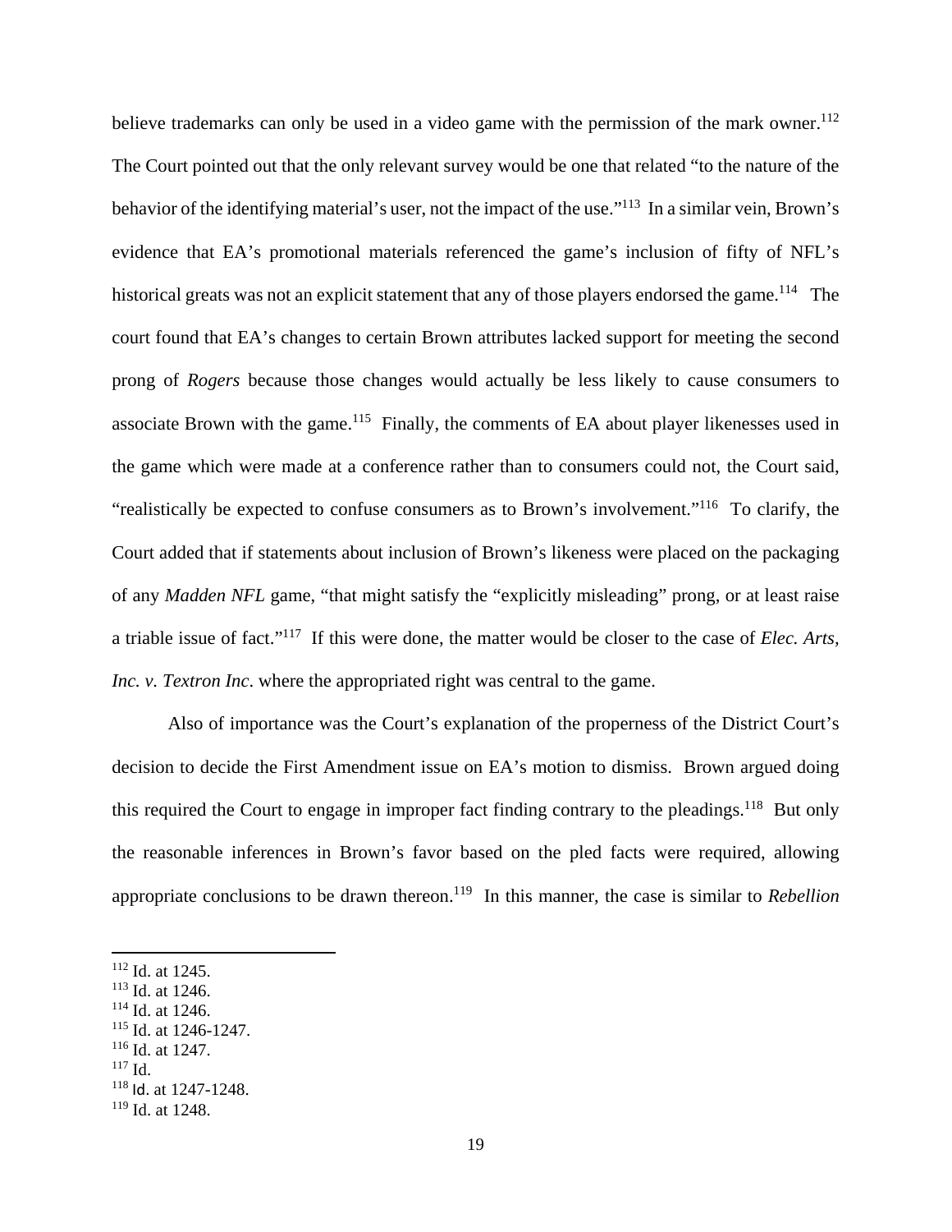believe trademarks can only be used in a video game with the permission of the mark owner.[112] The Court pointed out that the only relevant survey would be one that related "to the nature of the behavior of the identifying material's user, not the impact of the use."[113] In a similar vein, Brown's evidence that EA's promotional materials referenced the game's inclusion of fifty of NFL's historical greats was not an explicit statement that any of those players endorsed the game.[114] The court found that EA's changes to certain Brown attributes lacked support for meeting the second prong of *Rogers* because those changes would actually be less likely to cause consumers to associate Brown with the game.[115] Finally, the comments of EA about player likenesses used in the game which were made at a conference rather than to consumers could not, the Court said, "realistically be expected to confuse consumers as to Brown's involvement."[116] To clarify, the Court added that if statements about inclusion of Brown's likeness were placed on the packaging of any *Madden NFL* game, "that might satisfy the "explicitly misleading" prong, or at least raise a triable issue of fact."[117] If this were done, the matter would be closer to the case of *Elec. Arts, Inc. v. Textron Inc*. where the appropriated right was central to the game.

Also of importance was the Court's explanation of the properness of the District Court's decision to decide the First Amendment issue on EA's motion to dismiss. Brown argued doing this required the Court to engage in improper fact finding contrary to the pleadings.[118] But only the reasonable inferences in Brown's favor based on the pled facts were required, allowing appropriate conclusions to be drawn thereon.[119] In this manner, the case is similar to *Rebellion*

[112] Id. at 1245.
[113] Id. at 1246.
[114] Id. at 1246.
[115] Id. at 1246-1247.
[116] Id. at 1247.
[117] Id.
[118] Id. at 1247-1248.
[119] Id. at 1248.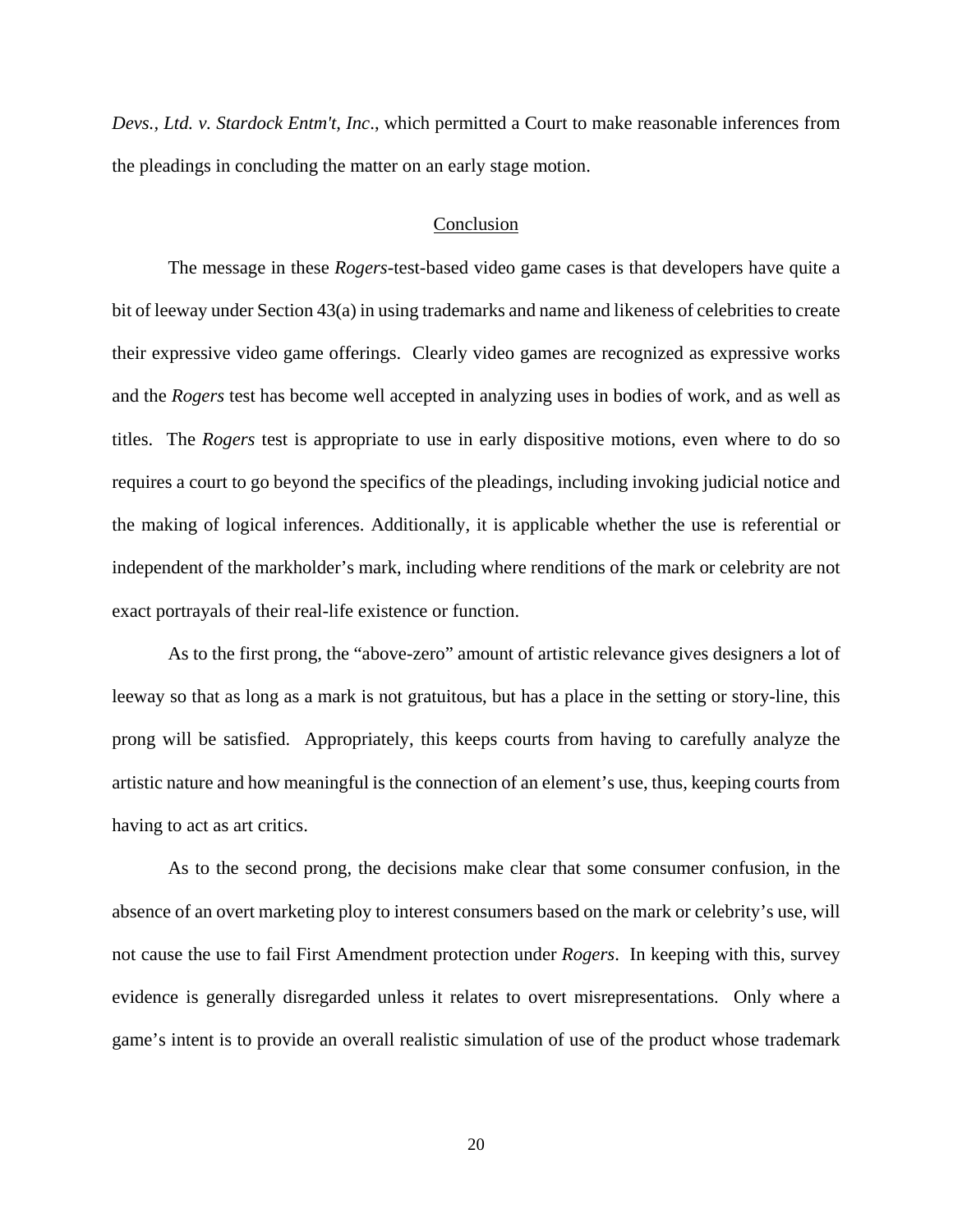*Devs., Ltd. v. Stardock Entm't, Inc*., which permitted a Court to make reasonable inferences from the pleadings in concluding the matter on an early stage motion.

## Conclusion

The message in these *Rogers*-test-based video game cases is that developers have quite a bit of leeway under Section 43(a) in using trademarks and name and likeness of celebrities to create their expressive video game offerings. Clearly video games are recognized as expressive works and the *Rogers* test has become well accepted in analyzing uses in bodies of work, and as well as titles. The *Rogers* test is appropriate to use in early dispositive motions, even where to do so requires a court to go beyond the specifics of the pleadings, including invoking judicial notice and the making of logical inferences. Additionally, it is applicable whether the use is referential or independent of the markholder's mark, including where renditions of the mark or celebrity are not exact portrayals of their real-life existence or function.

As to the first prong, the "above-zero" amount of artistic relevance gives designers a lot of leeway so that as long as a mark is not gratuitous, but has a place in the setting or story-line, this prong will be satisfied. Appropriately, this keeps courts from having to carefully analyze the artistic nature and how meaningful is the connection of an element's use, thus, keeping courts from having to act as art critics.

As to the second prong, the decisions make clear that some consumer confusion, in the absence of an overt marketing ploy to interest consumers based on the mark or celebrity's use, will not cause the use to fail First Amendment protection under *Rogers*. In keeping with this, survey evidence is generally disregarded unless it relates to overt misrepresentations. Only where a game's intent is to provide an overall realistic simulation of use of the product whose trademark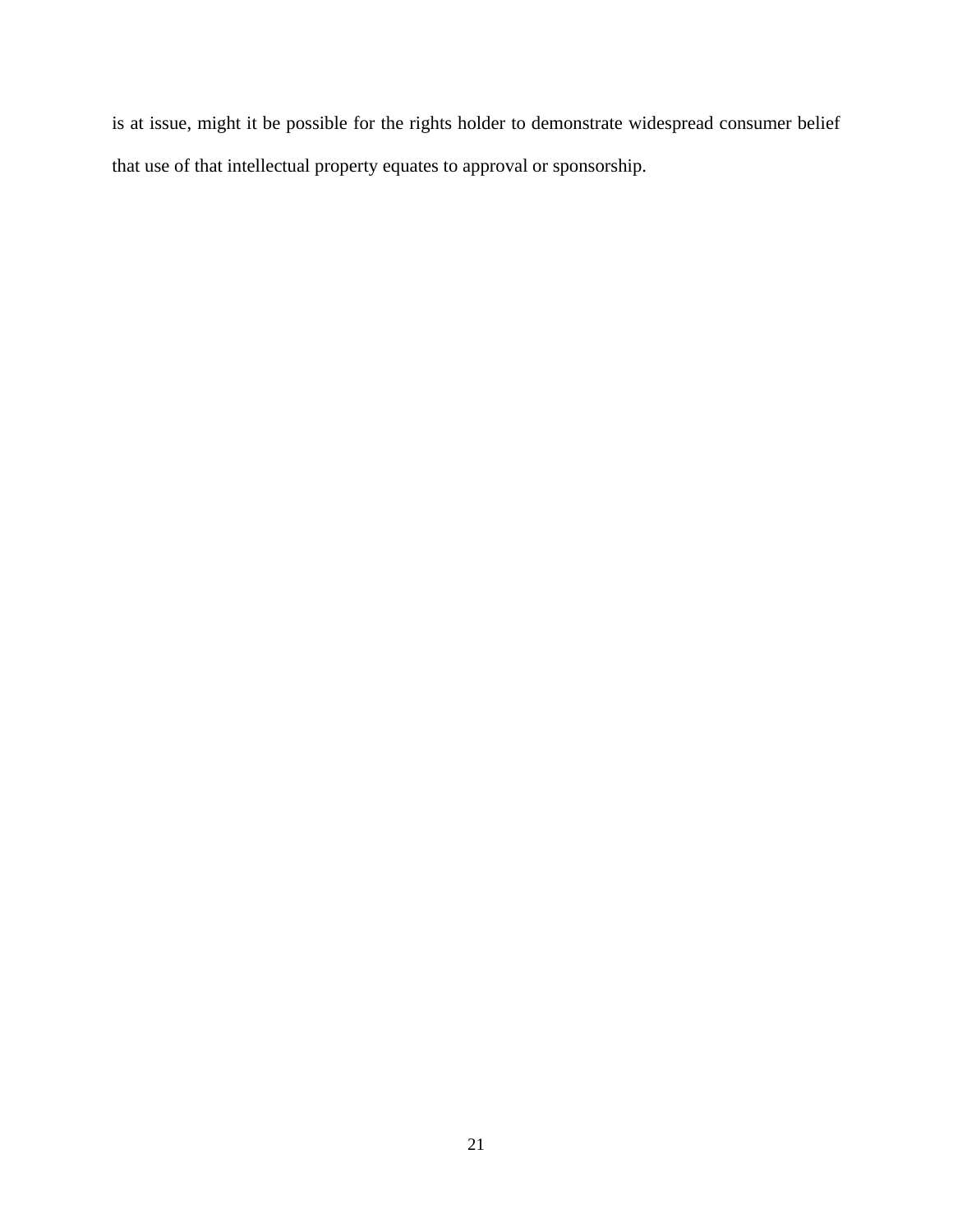is at issue, might it be possible for the rights holder to demonstrate widespread consumer belief that use of that intellectual property equates to approval or sponsorship.